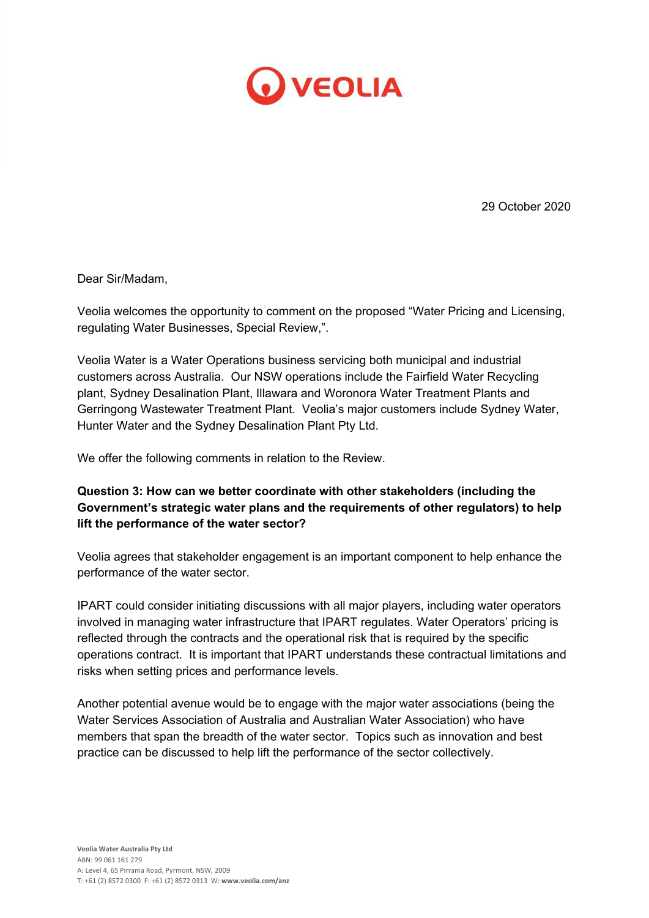VEOLIA

29 October 2020

Dear Sir/Madam,

Veolia welcomes the opportunity to comment on the proposed "Water Pricing and Licensing, regulating Water Businesses, Special Review,".

Veolia Water is a Water Operations business servicing both municipal and industrial customers across Australia. Our NSW operations include the Fairfield Water Recycling plant, Sydney Desalination Plant, Illawara and Woronora Water Treatment Plants and Gerringong Wastewater Treatment Plant. Veolia's major customers include Sydney Water, Hunter Water and the Sydney Desalination Plant Pty Ltd.

We offer the following comments in relation to the Review.

**Question 3: How can we better coordinate with other stakeholders (including the Government's strategic water plans and the requirements of other regulators) to help lift the performance of the water sector?**

Veolia agrees that stakeholder engagement is an important component to help enhance the performance of the water sector.

IPART could consider initiating discussions with all major players, including water operators involved in managing water infrastructure that IPART regulates. Water Operators' pricing is reflected through the contracts and the operational risk that is required by the specific operations contract. It is important that IPART understands these contractual limitations and risks when setting prices and performance levels.

Another potential avenue would be to engage with the major water associations (being the Water Services Association of Australia and Australian Water Association) who have members that span the breadth of the water sector. Topics such as innovation and best practice can be discussed to help lift the performance of the sector collectively.

**Veolia Water Australia Pty Ltd**
ABN: 99 061 161 279
A: Level 4, 65 Pirrama Road, Pyrmont, NSW, 2009
T: +61 (2) 8572 0300 F: +61 (2) 8572 0313 W: **www.veolia.com/anz**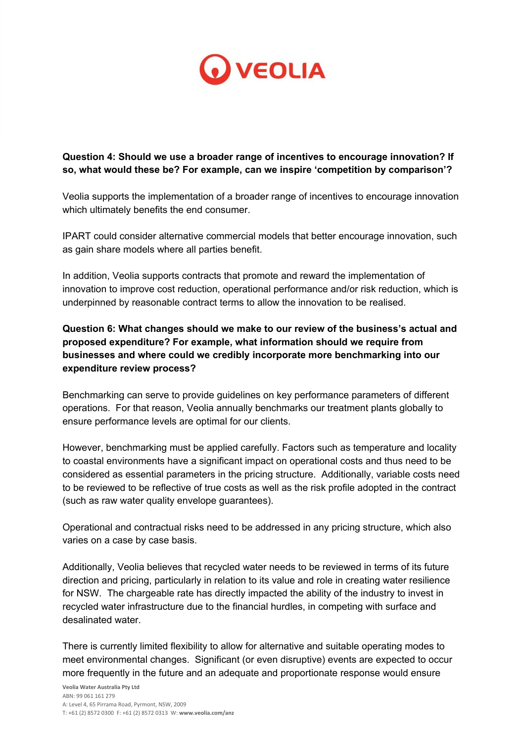**Question 4: Should we use a broader range of incentives to encourage innovation? If so, what would these be? For example, can we inspire 'competition by comparison'?**

Veolia supports the implementation of a broader range of incentives to encourage innovation which ultimately benefits the end consumer.

IPART could consider alternative commercial models that better encourage innovation, such as gain share models where all parties benefit.

In addition, Veolia supports contracts that promote and reward the implementation of innovation to improve cost reduction, operational performance and/or risk reduction, which is underpinned by reasonable contract terms to allow the innovation to be realised.

**Question 6: What changes should we make to our review of the business's actual and proposed expenditure? For example, what information should we require from businesses and where could we credibly incorporate more benchmarking into our expenditure review process?**

Benchmarking can serve to provide guidelines on key performance parameters of different operations. For that reason, Veolia annually benchmarks our treatment plants globally to ensure performance levels are optimal for our clients.

However, benchmarking must be applied carefully. Factors such as temperature and locality to coastal environments have a significant impact on operational costs and thus need to be considered as essential parameters in the pricing structure. Additionally, variable costs need to be reviewed to be reflective of true costs as well as the risk profile adopted in the contract (such as raw water quality envelope guarantees).

Operational and contractual risks need to be addressed in any pricing structure, which also varies on a case by case basis.

Additionally, Veolia believes that recycled water needs to be reviewed in terms of its future direction and pricing, particularly in relation to its value and role in creating water resilience for NSW. The chargeable rate has directly impacted the ability of the industry to invest in recycled water infrastructure due to the financial hurdles, in competing with surface and desalinated water.

There is currently limited flexibility to allow for alternative and suitable operating modes to meet environmental changes. Significant (or even disruptive) events are expected to occur more frequently in the future and an adequate and proportionate response would ensure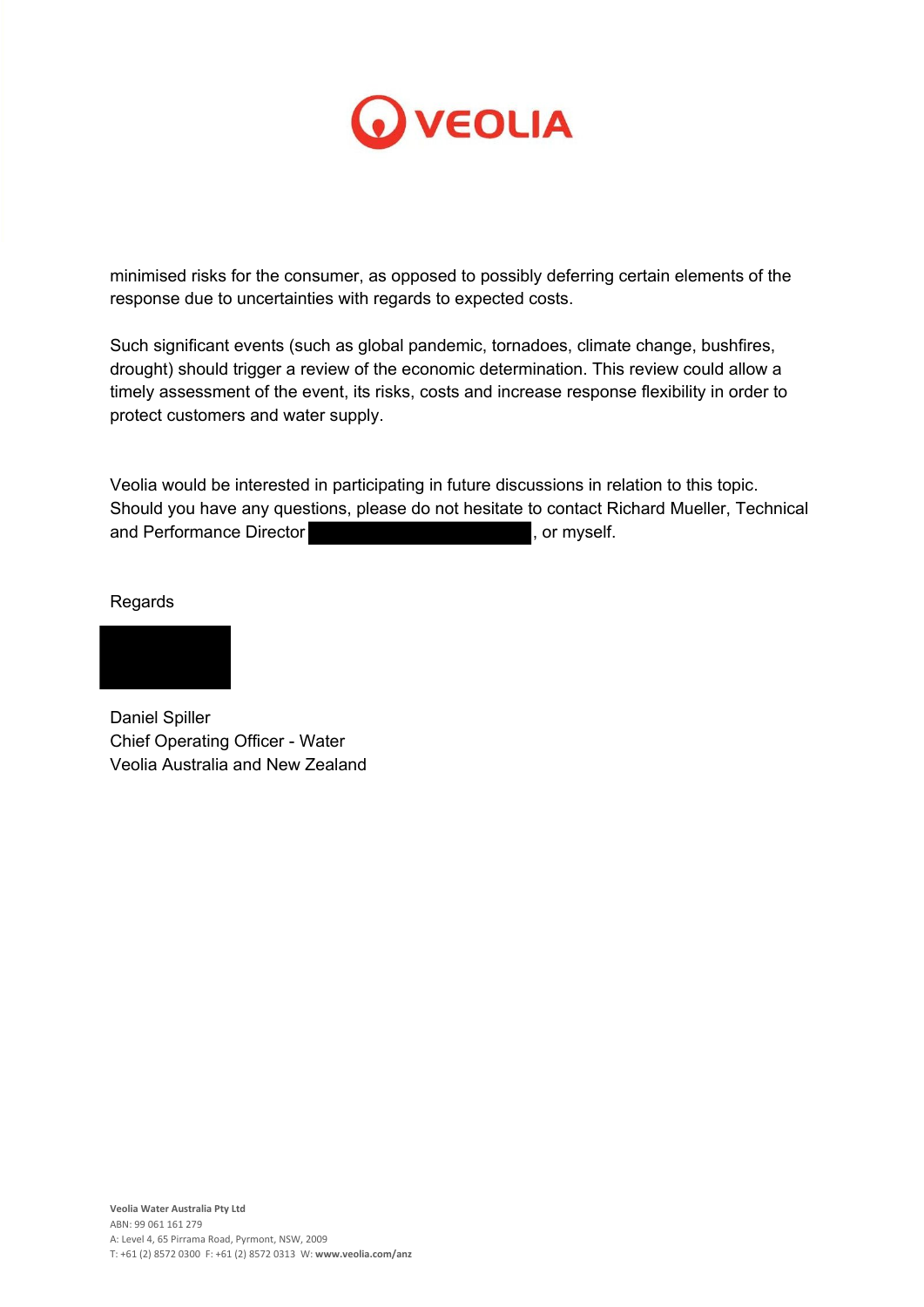minimised risks for the consumer, as opposed to possibly deferring certain elements of the response due to uncertainties with regards to expected costs.

Such significant events (such as global pandemic, tornadoes, climate change, bushfires, drought) should trigger a review of the economic determination. This review could allow a timely assessment of the event, its risks, costs and increase response flexibility in order to protect customers and water supply.

Veolia would be interested in participating in future discussions in relation to this topic. Should you have any questions, please do not hesitate to contact Richard Mueller, Technical and Performance Director , or myself.

Regards

Daniel Spiller
Chief Operating Officer - Water
Veolia Australia and New Zealand

**Veolia Water Australia Pty Ltd**
ABN: 99 061 161 279
A: Level 4, 65 Pirrama Road, Pyrmont, NSW, 2009
T: +61 (2) 8572 0300 F: +61 (2) 8572 0313 W: **www.veolia.com/anz**